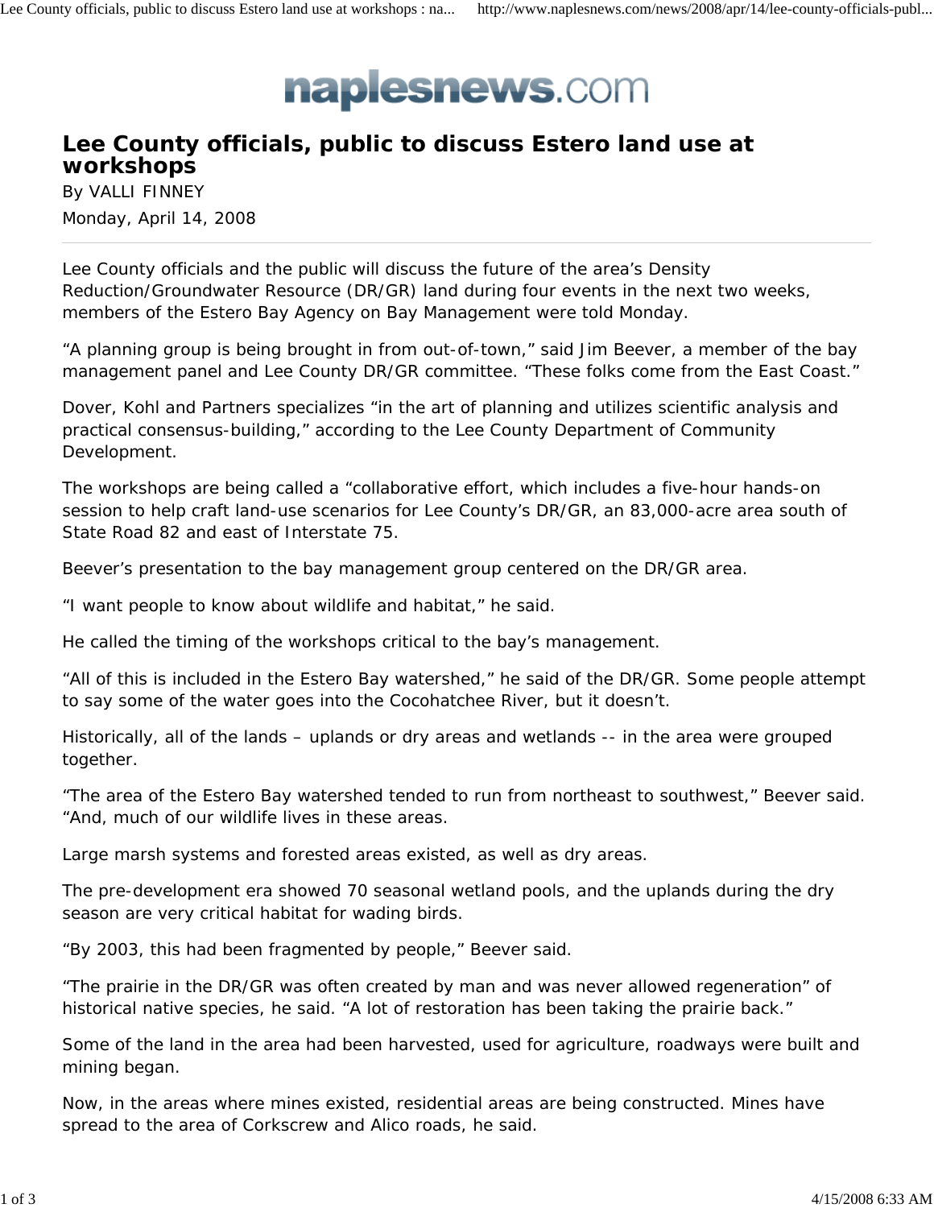naplesnews.com

# Lee County officials, public to discuss Estero land use at workshops

By VALLI FINNEY

Monday, April 14, 2008

---

Lee County officials and the public will discuss the future of the area's Density Reduction/Groundwater Resource (DR/GR) land during four events in the next two weeks, members of the Estero Bay Agency on Bay Management were told Monday.

"A planning group is being brought in from out-of-town," said Jim Beever, a member of the bay management panel and Lee County DR/GR committee. "These folks come from the East Coast."

Dover, Kohl and Partners specializes "in the art of planning and utilizes scientific analysis and practical consensus-building," according to the Lee County Department of Community Development.

The workshops are being called a "collaborative effort, which includes a five-hour hands-on session to help craft land-use scenarios for Lee County's DR/GR, an 83,000-acre area south of State Road 82 and east of Interstate 75.

Beever's presentation to the bay management group centered on the DR/GR area.

"I want people to know about wildlife and habitat," he said.

He called the timing of the workshops critical to the bay's management.

"All of this is included in the Estero Bay watershed," he said of the DR/GR. Some people attempt to say some of the water goes into the Cocohatchee River, but it doesn't.

Historically, all of the lands – uplands or dry areas and wetlands -- in the area were grouped together.

"The area of the Estero Bay watershed tended to run from northeast to southwest," Beever said. "And, much of our wildlife lives in these areas.

Large marsh systems and forested areas existed, as well as dry areas.

The pre-development era showed 70 seasonal wetland pools, and the uplands during the dry season are very critical habitat for wading birds.

"By 2003, this had been fragmented by people," Beever said.

"The prairie in the DR/GR was often created by man and was never allowed regeneration" of historical native species, he said. "A lot of restoration has been taking the prairie back."

Some of the land in the area had been harvested, used for agriculture, roadways were built and mining began.

Now, in the areas where mines existed, residential areas are being constructed. Mines have spread to the area of Corkscrew and Alico roads, he said.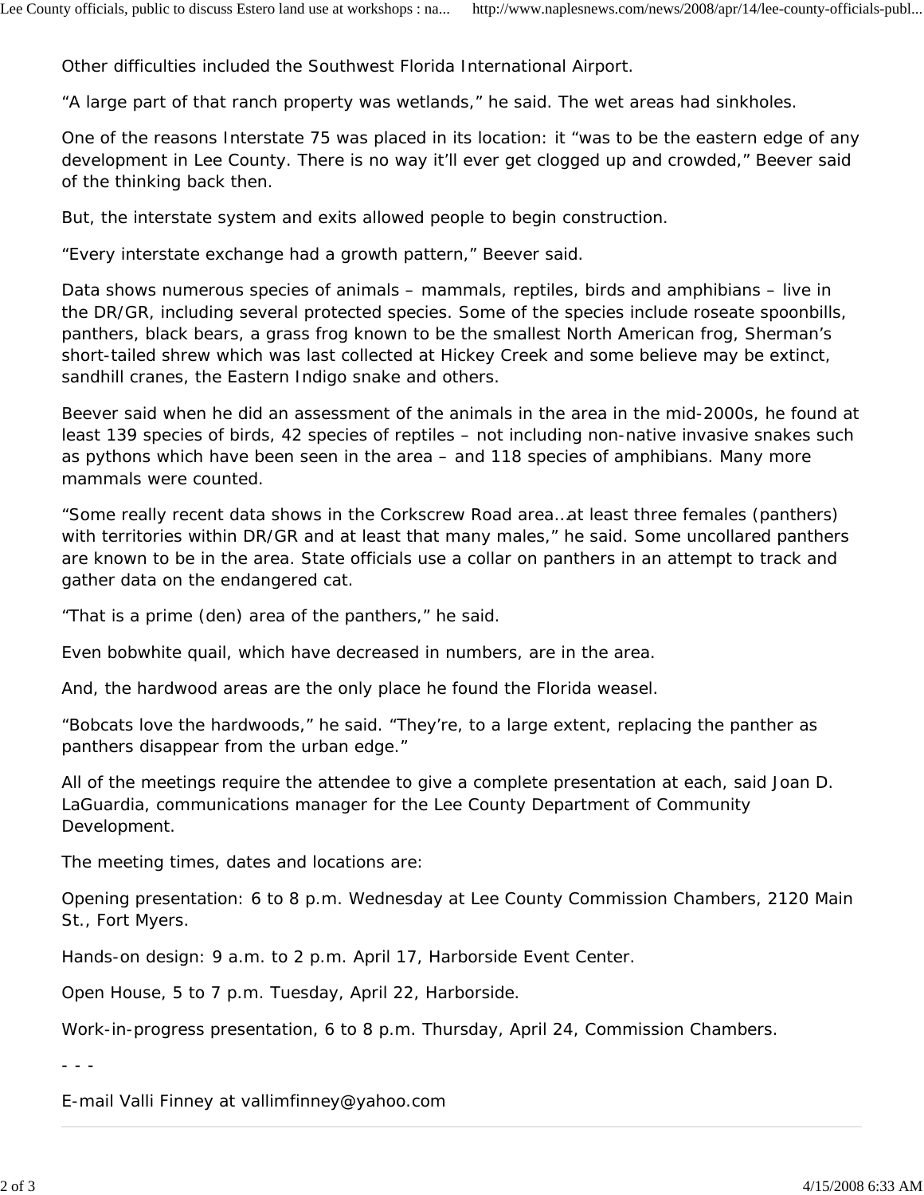Other difficulties included the Southwest Florida International Airport.

“A large part of that ranch property was wetlands,” he said. The wet areas had sinkholes.

One of the reasons Interstate 75 was placed in its location: it “was to be the eastern edge of any development in Lee County. There is no way it’ll ever get clogged up and crowded,” Beever said of the thinking back then.

But, the interstate system and exits allowed people to begin construction.

“Every interstate exchange had a growth pattern,” Beever said.

Data shows numerous species of animals – mammals, reptiles, birds and amphibians – live in the DR/GR, including several protected species. Some of the species include roseate spoonbills, panthers, black bears, a grass frog known to be the smallest North American frog, Sherman’s short-tailed shrew which was last collected at Hickey Creek and some believe may be extinct, sandhill cranes, the Eastern Indigo snake and others.

Beever said when he did an assessment of the animals in the area in the mid-2000s, he found at least 139 species of birds, 42 species of reptiles – not including non-native invasive snakes such as pythons which have been seen in the area – and 118 species of amphibians. Many more mammals were counted.

“Some really recent data shows in the Corkscrew Road area…at least three females (panthers) with territories within DR/GR and at least that many males,” he said. Some uncollared panthers are known to be in the area. State officials use a collar on panthers in an attempt to track and gather data on the endangered cat.

“That is a prime (den) area of the panthers,” he said.

Even bobwhite quail, which have decreased in numbers, are in the area.

And, the hardwood areas are the only place he found the Florida weasel.

“Bobcats love the hardwoods,” he said. “They’re, to a large extent, replacing the panther as panthers disappear from the urban edge.”

All of the meetings require the attendee to give a complete presentation at each, said Joan D. LaGuardia, communications manager for the Lee County Department of Community Development.

The meeting times, dates and locations are:

Opening presentation: 6 to 8 p.m. Wednesday at Lee County Commission Chambers, 2120 Main St., Fort Myers.

Hands-on design: 9 a.m. to 2 p.m. April 17, Harborside Event Center.

Open House, 5 to 7 p.m. Tuesday, April 22, Harborside.

Work-in-progress presentation, 6 to 8 p.m. Thursday, April 24, Commission Chambers.

- - -

E-mail Valli Finney at vallimfinney@yahoo.com